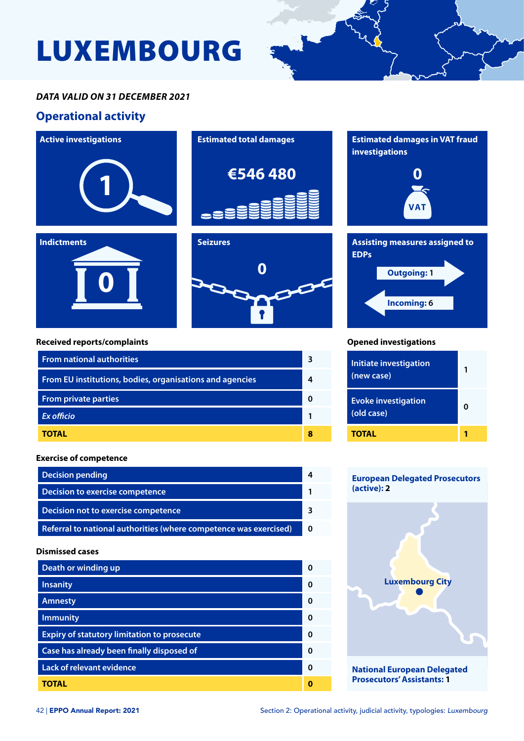# LUXEMBOURG

***DATA VALID ON 31 DECEMBER 2021***

## Operational activity

**Active investigations**

1

**Estimated total damages**

€546 480

**Estimated damages in VAT fraud investigations**

0

VAT

**Indictments**

0

**Seizures**

0

**Assisting measures assigned to EDPs**

Outgoing: 1

Incoming: 6

**Received reports/complaints**

| | |
|---|---|
| From national authorities | 3 |
| From EU institutions, bodies, organisations and agencies | 4 |
| From private parties | 0 |
| *Ex officio* | 1 |
| **TOTAL** | **8** |

**Opened investigations**

| | |
|---|---|
| Initiate investigation (new case) | 1 |
| Evoke investigation (old case) | 0 |
| **TOTAL** | **1** |

**Exercise of competence**

| | |
|---|---|
| Decision pending | 4 |
| Decision to exercise competence | 1 |
| Decision not to exercise competence | 3 |
| Referral to national authorities (where competence was exercised) | 0 |

**Dismissed cases**

| | |
|---|---|
| Death or winding up | 0 |
| Insanity | 0 |
| Amnesty | 0 |
| Immunity | 0 |
| Expiry of statutory limitation to prosecute | 0 |
| Case has already been finally disposed of | 0 |
| Lack of relevant evidence | 0 |
| **TOTAL** | **0** |

**European Delegated Prosecutors (active): 2**

Luxembourg City

**National European Delegated Prosecutors' Assistants: 1**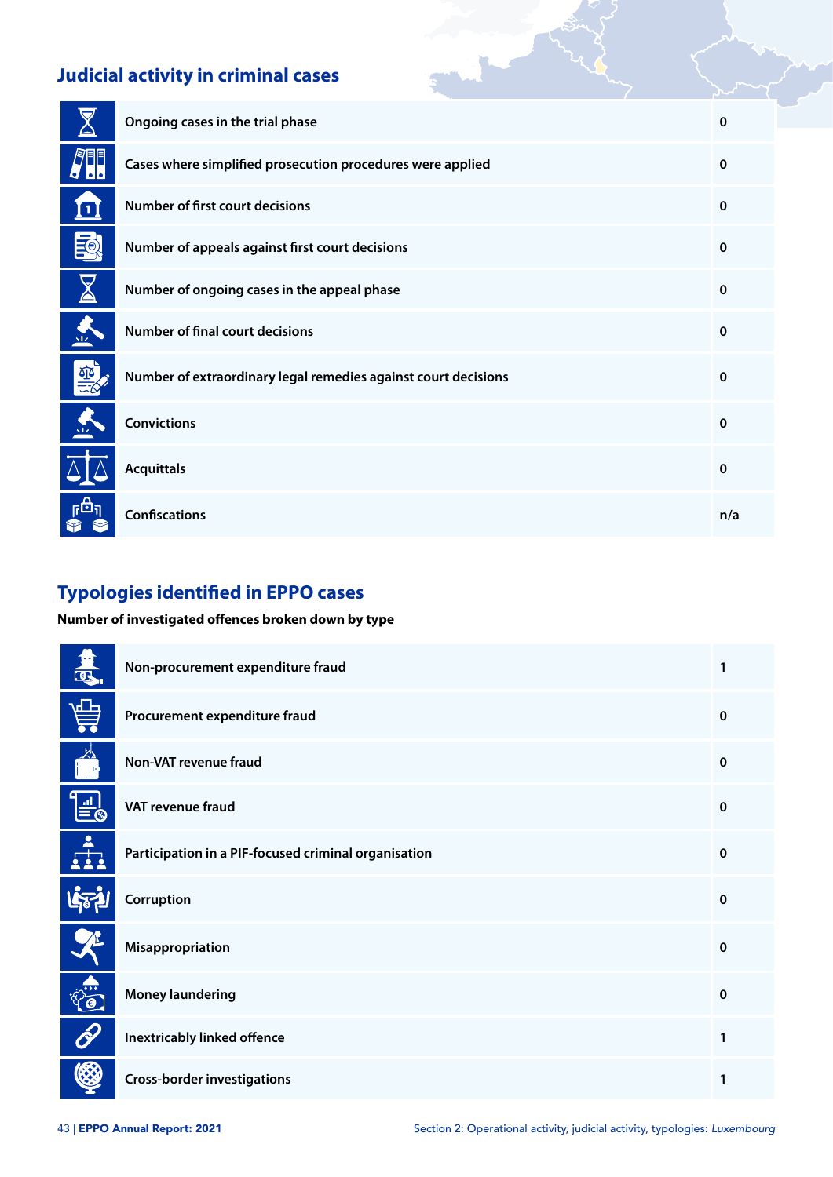## Judicial activity in criminal cases

| | |
|---|---|
| Ongoing cases in the trial phase | 0 |
| Cases where simplified prosecution procedures were applied | 0 |
| Number of first court decisions | 0 |
| Number of appeals against first court decisions | 0 |
| Number of ongoing cases in the appeal phase | 0 |
| Number of final court decisions | 0 |
| Number of extraordinary legal remedies against court decisions | 0 |
| Convictions | 0 |
| Acquittals | 0 |
| Confiscations | n/a |

## Typologies identified in EPPO cases

**Number of investigated offences broken down by type**

| | |
|---|---|
| Non-procurement expenditure fraud | 1 |
| Procurement expenditure fraud | 0 |
| Non-VAT revenue fraud | 0 |
| VAT revenue fraud | 0 |
| Participation in a PIF-focused criminal organisation | 0 |
| Corruption | 0 |
| Misappropriation | 0 |
| Money laundering | 0 |
| Inextricably linked offence | 1 |
| Cross-border investigations | 1 |